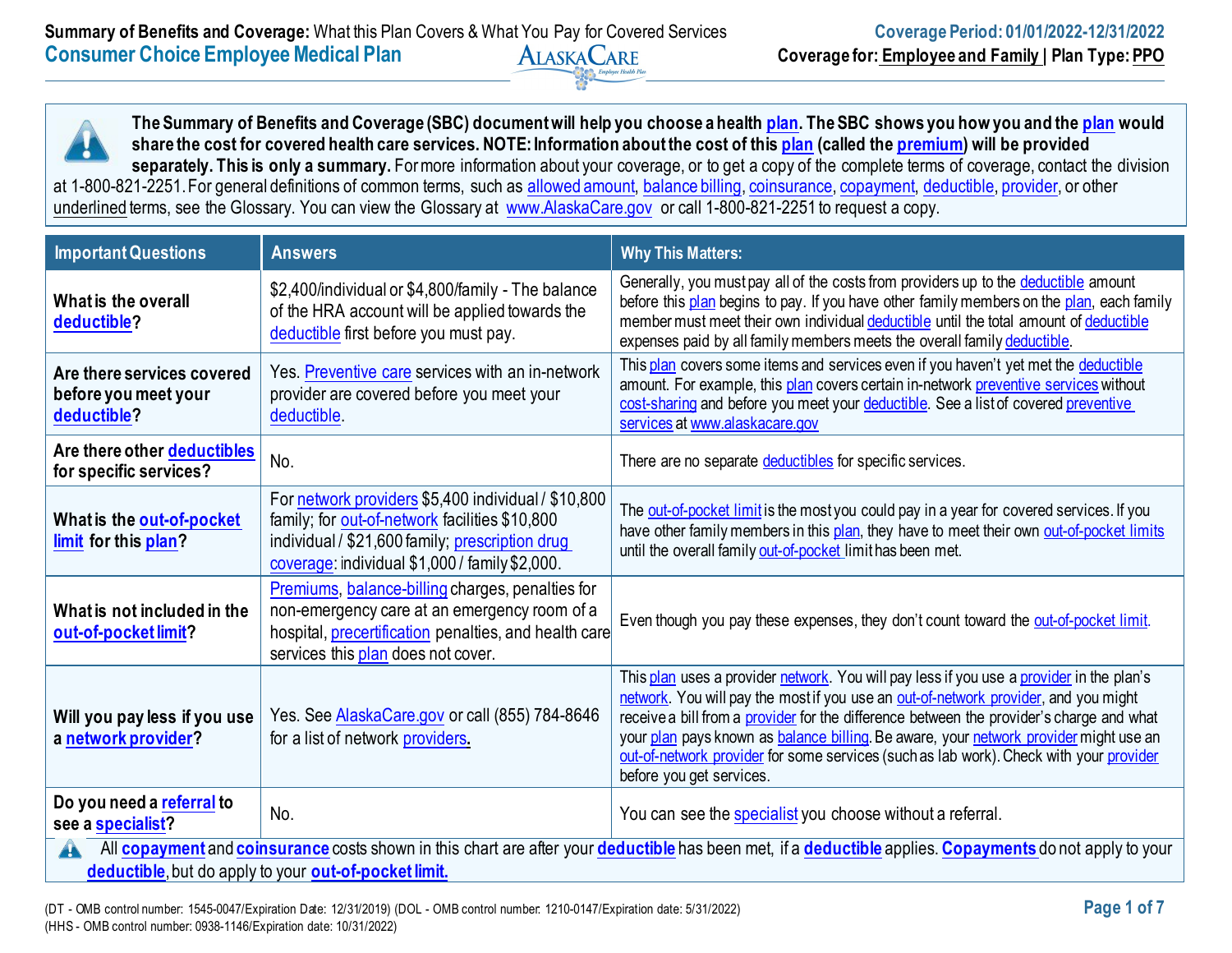**Summary of Benefits and Coverage:** What this Plan Covers & What You Pay for Covered Services
**Consumer Choice Employee Medical Plan**

**Coverage Period: 01/01/2022-12/31/2022**
**Coverage for: Employee and Family | Plan Type: PPO**

**The Summary of Benefits and Coverage (SBC) document will help you choose a health plan. The SBC shows you how you and the plan would share the cost for covered health care services. NOTE: Information about the cost of this plan (called the premium) will be provided separately. This is only a summary.** For more information about your coverage, or to get a copy of the complete terms of coverage, contact the division at 1-800-821-2251. For general definitions of common terms, such as allowed amount, balance billing, coinsurance, copayment, deductible, provider, or other underlined terms, see the Glossary. You can view the Glossary at www.AlaskaCare.gov or call 1-800-821-2251 to request a copy.

| Important Questions | Answers | Why This Matters: |
|---|---|---|
| **What is the overall deductible?** | $2,400/individual or $4,800/family - The balance of the HRA account will be applied towards the deductible first before you must pay. | Generally, you must pay all of the costs from providers up to the deductible amount before this plan begins to pay. If you have other family members on the plan, each family member must meet their own individual deductible until the total amount of deductible expenses paid by all family members meets the overall family deductible. |
| **Are there services covered before you meet your deductible?** | Yes. Preventive care services with an in-network provider are covered before you meet your deductible. | This plan covers some items and services even if you haven't yet met the deductible amount. For example, this plan covers certain in-network preventive services without cost-sharing and before you meet your deductible. See a list of covered preventive services at www.alaskacare.gov |
| **Are there other deductibles for specific services?** | No. | There are no separate deductibles for specific services. |
| **What is the out-of-pocket limit for this plan?** | For network providers $5,400 individual / $10,800 family; for out-of-network facilities $10,800 individual / $21,600 family; prescription drug coverage: individual $1,000 / family $2,000. | The out-of-pocket limit is the most you could pay in a year for covered services. If you have other family members in this plan, they have to meet their own out-of-pocket limits until the overall family out-of-pocket limit has been met. |
| **What is not included in the out-of-pocket limit?** | Premiums, balance-billing charges, penalties for non-emergency care at an emergency room of a hospital, precertification penalties, and health care services this plan does not cover. | Even though you pay these expenses, they don't count toward the out-of-pocket limit. |
| **Will you pay less if you use a network provider?** | Yes. See AlaskaCare.gov or call (855) 784-8646 for a list of network providers. | This plan uses a provider network. You will pay less if you use a provider in the plan's network. You will pay the most if you use an out-of-network provider, and you might receive a bill from a provider for the difference between the provider's charge and what your plan pays known as balance billing. Be aware, your network provider might use an out-of-network provider for some services (such as lab work). Check with your provider before you get services. |
| **Do you need a referral to see a specialist?** | No. | You can see the specialist you choose without a referral. |

All **copayment** and **coinsurance** costs shown in this chart are after your **deductible** has been met, if a **deductible** applies. **Copayments** do not apply to your **deductible**, but do apply to your **out-of-pocket limit.**

(DT - OMB control number: 1545-0047/Expiration Date: 12/31/2019) (DOL - OMB control number: 1210-0147/Expiration date: 5/31/2022)
(HHS - OMB control number: 0938-1146/Expiration date: 10/31/2022)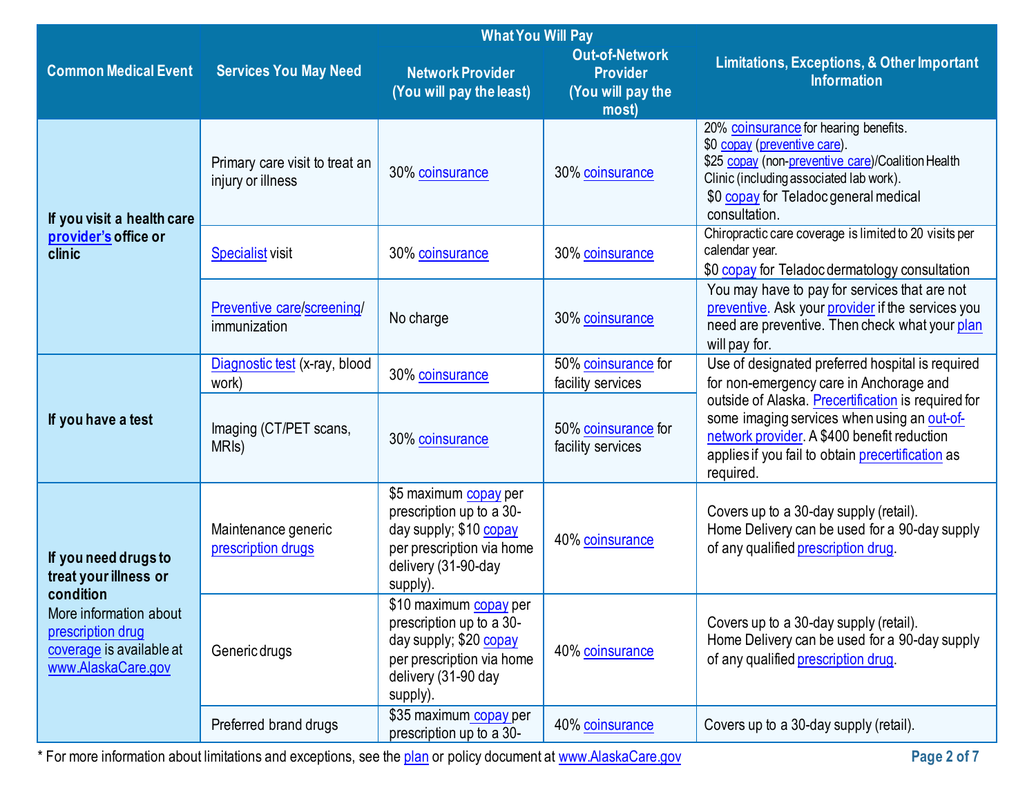| Common Medical Event | Services You May Need | What You Will Pay Network Provider (You will pay the least) | What You Will Pay Out-of-Network Provider (You will pay the most) | Limitations, Exceptions, & Other Important Information |
|---|---|---|---|---|
| If you visit a health care provider's office or clinic | Primary care visit to treat an injury or illness | 30% coinsurance | 30% coinsurance | 20% coinsurance for hearing benefits.<br>$0 copay (preventive care).<br>$25 copay (non-preventive care)/Coalition Health Clinic (including associated lab work).<br>$0 copay for Teladoc general medical consultation. |
| | Specialist visit | 30% coinsurance | 30% coinsurance | Chiropractic care coverage is limited to 20 visits per calendar year.<br>$0 copay for Teladoc dermatology consultation |
| | Preventive care/screening/ immunization | No charge | 30% coinsurance | You may have to pay for services that are not preventive. Ask your provider if the services you need are preventive. Then check what your plan will pay for. |
| If you have a test | Diagnostic test (x-ray, blood work) | 30% coinsurance | 50% coinsurance for facility services | Use of designated preferred hospital is required for non-emergency care in Anchorage and outside of Alaska. Precertification is required for some imaging services when using an out-of-network provider. A $400 benefit reduction applies if you fail to obtain precertification as required. |
| | Imaging (CT/PET scans, MRIs) | 30% coinsurance | 50% coinsurance for facility services | |
| If you need drugs to treat your illness or condition<br>More information about prescription drug coverage is available at www.AlaskaCare.gov | Maintenance generic prescription drugs | $5 maximum copay per prescription up to a 30-day supply; $10 copay per prescription via home delivery (31-90-day supply). | 40% coinsurance | Covers up to a 30-day supply (retail).<br>Home Delivery can be used for a 90-day supply of any qualified prescription drug. |
| | Generic drugs | $10 maximum copay per prescription up to a 30-day supply; $20 copay per prescription via home delivery (31-90 day supply). | 40% coinsurance | Covers up to a 30-day supply (retail).<br>Home Delivery can be used for a 90-day supply of any qualified prescription drug. |
| | Preferred brand drugs | $35 maximum copay per prescription up to a 30- | 40% coinsurance | Covers up to a 30-day supply (retail). |

* For more information about limitations and exceptions, see the plan or policy document at www.AlaskaCare.gov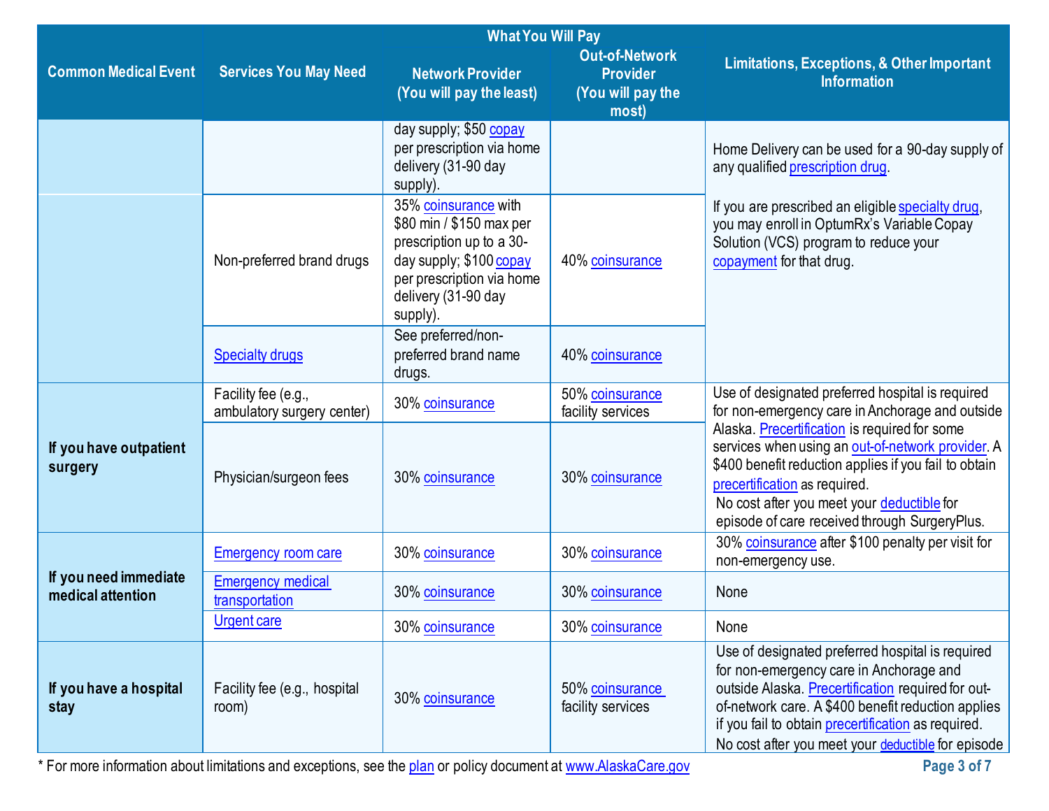| Common Medical Event | Services You May Need | What You Will Pay<br>Network Provider<br>(You will pay the least) | <br>Out-of-Network Provider<br>(You will pay the most) | Limitations, Exceptions, & Other Important Information |
|---|---|---|---|---|
| | | day supply; $50 copay per prescription via home delivery (31-90 day supply). | | Home Delivery can be used for a 90-day supply of any qualified prescription drug.<br><br>If you are prescribed an eligible specialty drug, you may enroll in OptumRx's Variable Copay Solution (VCS) program to reduce your copayment for that drug. |
| | Non-preferred brand drugs | 35% coinsurance with $80 min / $150 max per prescription up to a 30-day supply; $100 copay per prescription via home delivery (31-90 day supply). | 40% coinsurance | |
| | Specialty drugs | See preferred/non-preferred brand name drugs. | 40% coinsurance | |
| **If you have outpatient surgery** | Facility fee (e.g., ambulatory surgery center) | 30% coinsurance | 50% coinsurance facility services | Use of designated preferred hospital is required for non-emergency care in Anchorage and outside Alaska. Precertification is required for some services when using an out-of-network provider. A $400 benefit reduction applies if you fail to obtain precertification as required.<br>No cost after you meet your deductible for episode of care received through SurgeryPlus. |
| | Physician/surgeon fees | 30% coinsurance | 30% coinsurance | |
| **If you need immediate medical attention** | Emergency room care | 30% coinsurance | 30% coinsurance | 30% coinsurance after $100 penalty per visit for non-emergency use. |
| | Emergency medical transportation | 30% coinsurance | 30% coinsurance | None |
| | Urgent care | 30% coinsurance | 30% coinsurance | None |
| **If you have a hospital stay** | Facility fee (e.g., hospital room) | 30% coinsurance | 50% coinsurance facility services | Use of designated preferred hospital is required for non-emergency care in Anchorage and outside Alaska. Precertification required for out-of-network care. A $400 benefit reduction applies if you fail to obtain precertification as required.<br>No cost after you meet your deductible for episode |

* For more information about limitations and exceptions, see the plan or policy document at www.AlaskaCare.gov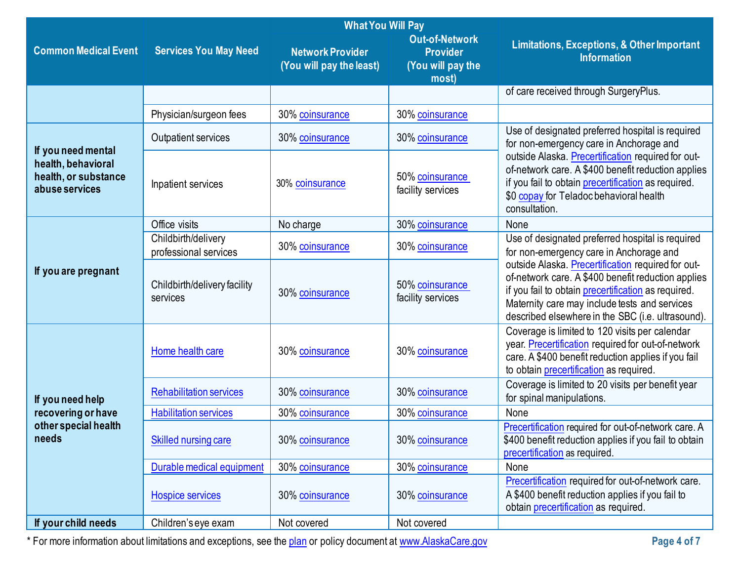| Common Medical Event | Services You May Need | What You Will Pay | | Limitations, Exceptions, & Other Important Information |
|---|---|---|---|---|
| | | Network Provider (You will pay the least) | Out-of-Network Provider (You will pay the most) | |
| | | | | of care received through SurgeryPlus. |
| | Physician/surgeon fees | 30% coinsurance | 30% coinsurance | |
| If you need mental health, behavioral health, or substance abuse services | Outpatient services | 30% coinsurance | 30% coinsurance | Use of designated preferred hospital is required for non-emergency care in Anchorage and outside Alaska. Precertification required for out-of-network care. A $400 benefit reduction applies if you fail to obtain precertification as required. $0 copay for Teladoc behavioral health consultation. |
| | Inpatient services | 30% coinsurance | 50% coinsurance facility services | |
| If you are pregnant | Office visits | No charge | 30% coinsurance | None |
| | Childbirth/delivery professional services | 30% coinsurance | 30% coinsurance | Use of designated preferred hospital is required for non-emergency care in Anchorage and outside Alaska. Precertification required for out-of-network care. A $400 benefit reduction applies if you fail to obtain precertification as required. Maternity care may include tests and services described elsewhere in the SBC (i.e. ultrasound). |
| | Childbirth/delivery facility services | 30% coinsurance | 50% coinsurance facility services | |
| If you need help recovering or have other special health needs | Home health care | 30% coinsurance | 30% coinsurance | Coverage is limited to 120 visits per calendar year. Precertification required for out-of-network care. A $400 benefit reduction applies if you fail to obtain precertification as required. |
| | Rehabilitation services | 30% coinsurance | 30% coinsurance | Coverage is limited to 20 visits per benefit year for spinal manipulations. |
| | Habilitation services | 30% coinsurance | 30% coinsurance | None |
| | Skilled nursing care | 30% coinsurance | 30% coinsurance | Precertification required for out-of-network care. A $400 benefit reduction applies if you fail to obtain precertification as required. |
| | Durable medical equipment | 30% coinsurance | 30% coinsurance | None |
| | Hospice services | 30% coinsurance | 30% coinsurance | Precertification required for out-of-network care. A $400 benefit reduction applies if you fail to obtain precertification as required. |
| If your child needs | Children's eye exam | Not covered | Not covered | |

* For more information about limitations and exceptions, see the plan or policy document at www.AlaskaCare.gov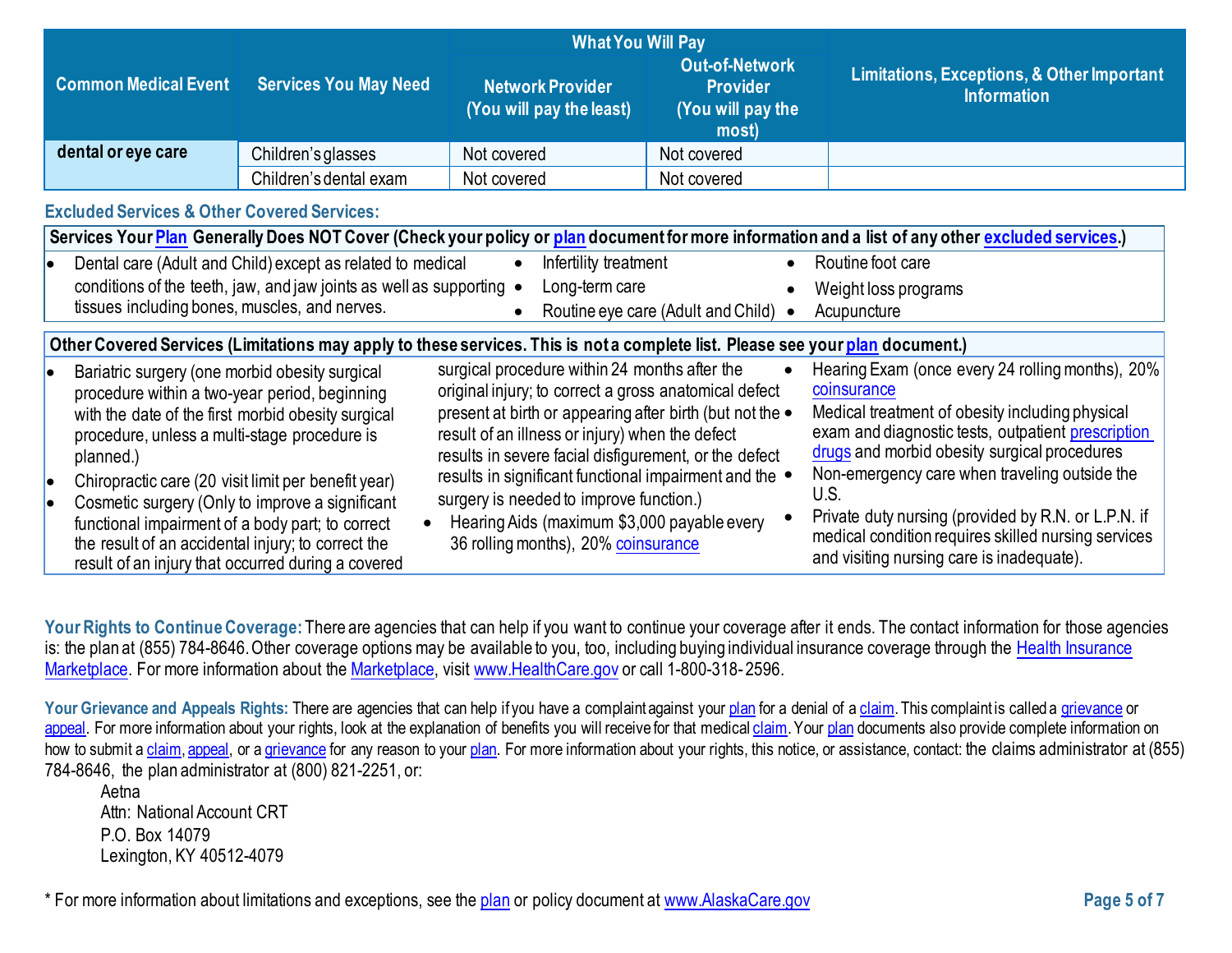| Common Medical Event | Services You May Need | What You Will Pay | | Limitations, Exceptions, & Other Important Information |
|---|---|---|---|---|
| | | Network Provider (You will pay the least) | Out-of-Network Provider (You will pay the most) | |
| dental or eye care | Children's glasses | Not covered | Not covered | |
| | Children's dental exam | Not covered | Not covered | |

## Excluded Services & Other Covered Services:

**Services Your Plan Generally Does NOT Cover (Check your policy or plan document for more information and a list of any other excluded services.)**

- Dental care (Adult and Child) except as related to medical conditions of the teeth, jaw, and jaw joints as well as supporting tissues including bones, muscles, and nerves.
- Infertility treatment
- Long-term care
- Routine eye care (Adult and Child)
- Routine foot care
- Weight loss programs
- Acupuncture

**Other Covered Services (Limitations may apply to these services. This is not a complete list. Please see your plan document.)**

- Bariatric surgery (one morbid obesity surgical procedure within a two-year period, beginning with the date of the first morbid obesity surgical procedure, unless a multi-stage procedure is planned.)
- Chiropractic care (20 visit limit per benefit year)
- Cosmetic surgery (Only to improve a significant functional impairment of a body part; to correct the result of an accidental injury; to correct the result of an injury that occurred during a covered surgical procedure within 24 months after the original injury; to correct a gross anatomical defect present at birth or appearing after birth (but not the result of an illness or injury) when the defect results in severe facial disfigurement, or the defect results in significant functional impairment and the surgery is needed to improve function.)
- Hearing Aids (maximum $3,000 payable every 36 rolling months), 20% coinsurance
- Hearing Exam (once every 24 rolling months), 20% coinsurance
- Medical treatment of obesity including physical exam and diagnostic tests, outpatient prescription drugs and morbid obesity surgical procedures
- Non-emergency care when traveling outside the U.S.
- Private duty nursing (provided by R.N. or L.P.N. if medical condition requires skilled nursing services and visiting nursing care is inadequate).

**Your Rights to Continue Coverage:** There are agencies that can help if you want to continue your coverage after it ends. The contact information for those agencies is: the plan at (855) 784-8646. Other coverage options may be available to you, too, including buying individual insurance coverage through the Health Insurance Marketplace. For more information about the Marketplace, visit www.HealthCare.gov or call 1-800-318-2596.

**Your Grievance and Appeals Rights:** There are agencies that can help if you have a complaint against your plan for a denial of a claim. This complaint is called a grievance or appeal. For more information about your rights, look at the explanation of benefits you will receive for that medical claim. Your plan documents also provide complete information on how to submit a claim, appeal, or a grievance for any reason to your plan. For more information about your rights, this notice, or assistance, contact: the claims administrator at (855) 784-8646, the plan administrator at (800) 821-2251, or:

Aetna
Attn: National Account CRT
P.O. Box 14079
Lexington, KY 40512-4079

\* For more information about limitations and exceptions, see the plan or policy document at www.AlaskaCare.gov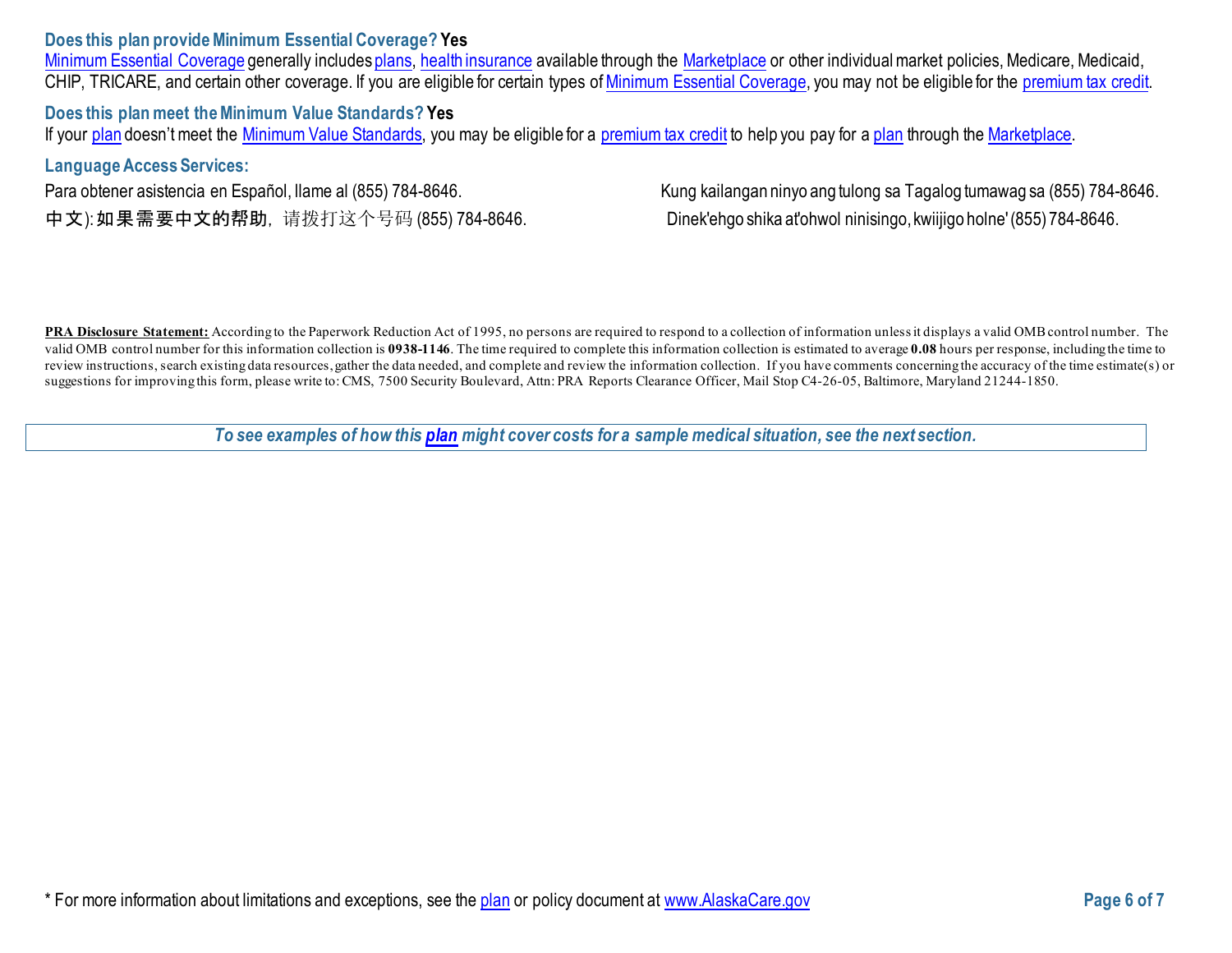**Does this plan provide Minimum Essential Coverage? Yes**

Minimum Essential Coverage generally includes plans, health insurance available through the Marketplace or other individual market policies, Medicare, Medicaid, CHIP, TRICARE, and certain other coverage. If you are eligible for certain types of Minimum Essential Coverage, you may not be eligible for the premium tax credit.

**Does this plan meet the Minimum Value Standards? Yes**

If your plan doesn't meet the Minimum Value Standards, you may be eligible for a premium tax credit to help you pay for a plan through the Marketplace.

**Language Access Services:**

Para obtener asistencia en Español, llame al (855) 784-8646.

Kung kailangan ninyo ang tulong sa Tagalog tumawag sa (855) 784-8646.

中文): 如果需要中文的帮助，请拨打这个号码 (855) 784-8646.

Dinek'ehgo shika at'ohwol ninisingo, kwiijigo holne' (855) 784-8646.

**PRA Disclosure Statement:** According to the Paperwork Reduction Act of 1995, no persons are required to respond to a collection of information unless it displays a valid OMB control number. The valid OMB control number for this information collection is **0938-1146**. The time required to complete this information collection is estimated to average **0.08** hours per response, including the time to review instructions, search existing data resources, gather the data needed, and complete and review the information collection. If you have comments concerning the accuracy of the time estimate(s) or suggestions for improving this form, please write to: CMS, 7500 Security Boulevard, Attn: PRA Reports Clearance Officer, Mail Stop C4-26-05, Baltimore, Maryland 21244-1850.

***To see examples of how this plan might cover costs for a sample medical situation, see the next section.***

\* For more information about limitations and exceptions, see the plan or policy document at www.AlaskaCare.gov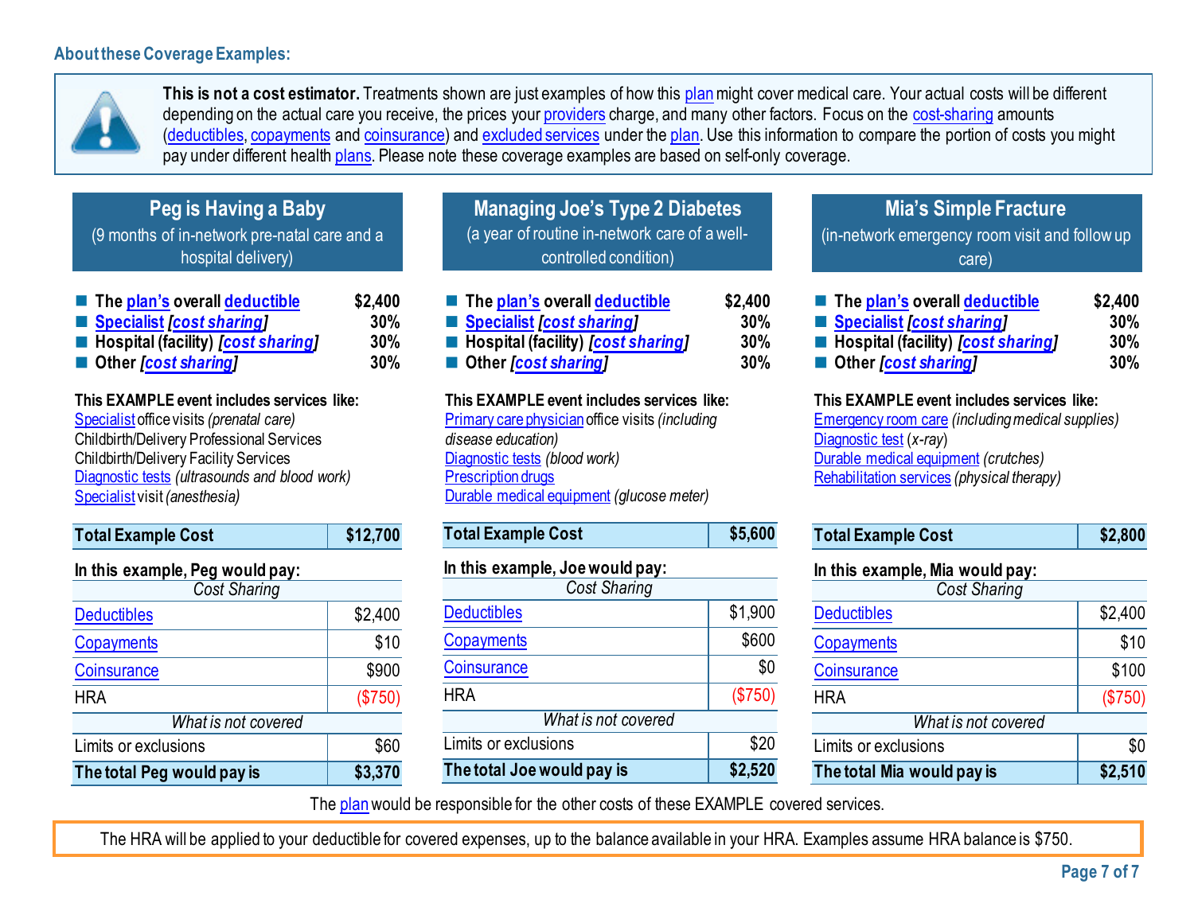## About these Coverage Examples:

**This is not a cost estimator.** Treatments shown are just examples of how this plan might cover medical care. Your actual costs will be different depending on the actual care you receive, the prices your providers charge, and many other factors. Focus on the cost-sharing amounts (deductibles, copayments and coinsurance) and excluded services under the plan. Use this information to compare the portion of costs you might pay under different health plans. Please note these coverage examples are based on self-only coverage.

### Peg is Having a Baby

(9 months of in-network pre-natal care and a hospital delivery)

| | |
|---|---|
| **The plan's overall deductible** | **$2,400** |
| **Specialist [cost sharing]** | **30%** |
| **Hospital (facility) [cost sharing]** | **30%** |
| **Other [cost sharing]** | **30%** |

**This EXAMPLE event includes services like:**
Specialist office visits *(prenatal care)*
Childbirth/Delivery Professional Services
Childbirth/Delivery Facility Services
Diagnostic tests *(ultrasounds and blood work)*
Specialist visit *(anesthesia)*

| **Total Example Cost** | **$12,700** |
|---|---|

**In this example, Peg would pay:**

| *Cost Sharing* | |
|---|---|
| Deductibles | $2,400 |
| Copayments | $10 |
| Coinsurance | $900 |
| HRA | ($750) |
| *What is not covered* | |
| Limits or exclusions | $60 |
| **The total Peg would pay is** | **$3,370** |

### Managing Joe's Type 2 Diabetes

(a year of routine in-network care of a well-controlled condition)

| | |
|---|---|
| **The plan's overall deductible** | **$2,400** |
| **Specialist [cost sharing]** | **30%** |
| **Hospital (facility) [cost sharing]** | **30%** |
| **Other [cost sharing]** | **30%** |

**This EXAMPLE event includes services like:**
Primary care physician office visits *(including disease education)*
Diagnostic tests *(blood work)*
Prescription drugs
Durable medical equipment *(glucose meter)*

| **Total Example Cost** | **$5,600** |
|---|---|

**In this example, Joe would pay:**

| *Cost Sharing* | |
|---|---|
| Deductibles | $1,900 |
| Copayments | $600 |
| Coinsurance | $0 |
| HRA | ($750) |
| *What is not covered* | |
| Limits or exclusions | $20 |
| **The total Joe would pay is** | **$2,520** |

### Mia's Simple Fracture

(in-network emergency room visit and follow up care)

| | |
|---|---|
| **The plan's overall deductible** | **$2,400** |
| **Specialist [cost sharing]** | **30%** |
| **Hospital (facility) [cost sharing]** | **30%** |
| **Other [cost sharing]** | **30%** |

**This EXAMPLE event includes services like:**
Emergency room care *(including medical supplies)*
Diagnostic test *(x-ray)*
Durable medical equipment *(crutches)*
Rehabilitation services *(physical therapy)*

| **Total Example Cost** | **$2,800** |
|---|---|

**In this example, Mia would pay:**

| *Cost Sharing* | |
|---|---|
| Deductibles | $2,400 |
| Copayments | $10 |
| Coinsurance | $100 |
| HRA | ($750) |
| *What is not covered* | |
| Limits or exclusions | $0 |
| **The total Mia would pay is** | **$2,510** |

The plan would be responsible for the other costs of these EXAMPLE covered services.

The HRA will be applied to your deductible for covered expenses, up to the balance available in your HRA. Examples assume HRA balance is $750.